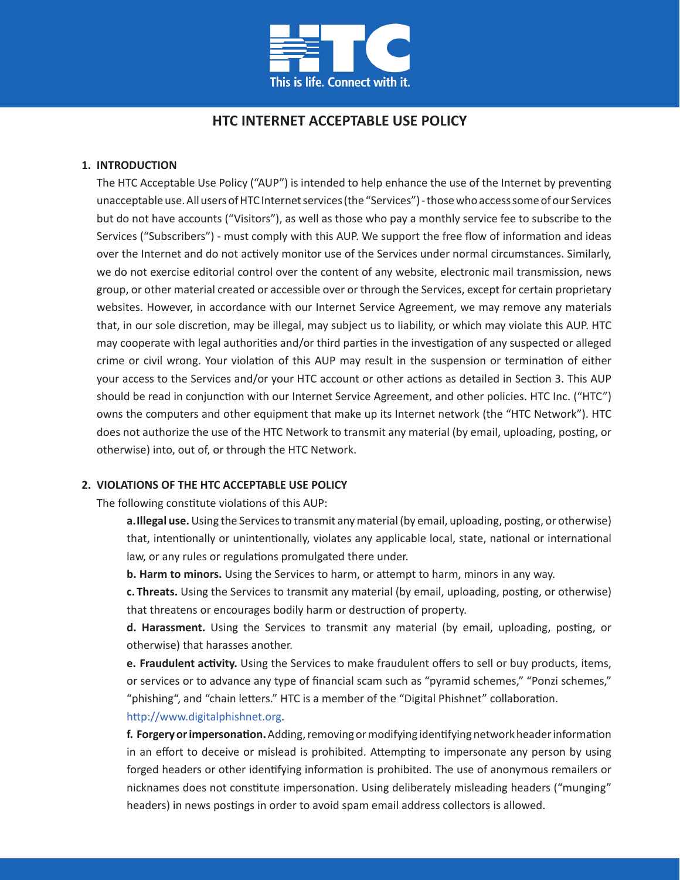# HTC INTERNET ACCEPTABLE USE POLICY

## 1. INTRODUCTION

The HTC Acceptable Use Policy ("AUP") is intended to help enhance the use of the Internet by preventing unacceptable use. All users of HTC Internet services (the "Services") - those who access some of our Services but do not have accounts ("Visitors"), as well as those who pay a monthly service fee to subscribe to the Services ("Subscribers") - must comply with this AUP. We support the free flow of information and ideas over the Internet and do not actively monitor use of the Services under normal circumstances. Similarly, we do not exercise editorial control over the content of any website, electronic mail transmission, news group, or other material created or accessible over or through the Services, except for certain proprietary websites. However, in accordance with our Internet Service Agreement, we may remove any materials that, in our sole discretion, may be illegal, may subject us to liability, or which may violate this AUP. HTC may cooperate with legal authorities and/or third parties in the investigation of any suspected or alleged crime or civil wrong. Your violation of this AUP may result in the suspension or termination of either your access to the Services and/or your HTC account or other actions as detailed in Section 3. This AUP should be read in conjunction with our Internet Service Agreement, and other policies. HTC Inc. ("HTC") owns the computers and other equipment that make up its Internet network (the "HTC Network"). HTC does not authorize the use of the HTC Network to transmit any material (by email, uploading, posting, or otherwise) into, out of, or through the HTC Network.

## 2. VIOLATIONS OF THE HTC ACCEPTABLE USE POLICY

The following constitute violations of this AUP:

**a. Illegal use.** Using the Services to transmit any material (by email, uploading, posting, or otherwise) that, intentionally or unintentionally, violates any applicable local, state, national or international law, or any rules or regulations promulgated there under.

**b. Harm to minors.** Using the Services to harm, or attempt to harm, minors in any way.

**c. Threats.** Using the Services to transmit any material (by email, uploading, posting, or otherwise) that threatens or encourages bodily harm or destruction of property.

**d. Harassment.** Using the Services to transmit any material (by email, uploading, posting, or otherwise) that harasses another.

**e. Fraudulent activity.** Using the Services to make fraudulent offers to sell or buy products, items, or services or to advance any type of financial scam such as "pyramid schemes," "Ponzi schemes," "phishing", and "chain letters." HTC is a member of the "Digital Phishnet" collaboration. http://www.digitalphishnet.org.

**f. Forgery or impersonation.** Adding, removing or modifying identifying network header information in an effort to deceive or mislead is prohibited. Attempting to impersonate any person by using forged headers or other identifying information is prohibited. The use of anonymous remailers or nicknames does not constitute impersonation. Using deliberately misleading headers ("munging" headers) in news postings in order to avoid spam email address collectors is allowed.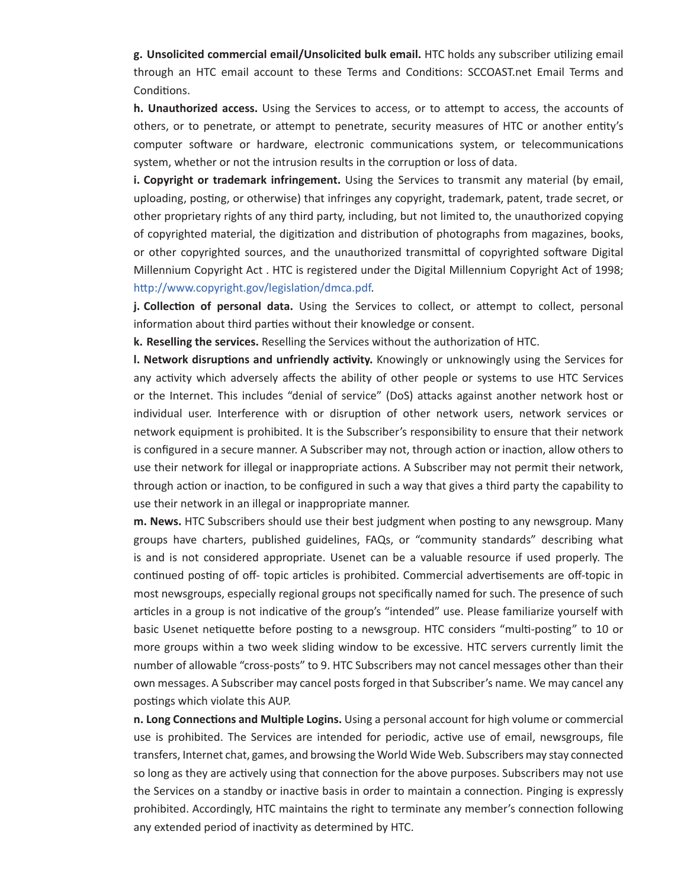**g. Unsolicited commercial email/Unsolicited bulk email.** HTC holds any subscriber utilizing email through an HTC email account to these Terms and Conditions: SCCOAST.net Email Terms and Conditions.

**h. Unauthorized access.** Using the Services to access, or to attempt to access, the accounts of others, or to penetrate, or attempt to penetrate, security measures of HTC or another entity's computer software or hardware, electronic communications system, or telecommunications system, whether or not the intrusion results in the corruption or loss of data.

**i. Copyright or trademark infringement.** Using the Services to transmit any material (by email, uploading, posting, or otherwise) that infringes any copyright, trademark, patent, trade secret, or other proprietary rights of any third party, including, but not limited to, the unauthorized copying of copyrighted material, the digitization and distribution of photographs from magazines, books, or other copyrighted sources, and the unauthorized transmittal of copyrighted software Digital Millennium Copyright Act . HTC is registered under the Digital Millennium Copyright Act of 1998; http://www.copyright.gov/legislation/dmca.pdf.

**j. Collection of personal data.** Using the Services to collect, or attempt to collect, personal information about third parties without their knowledge or consent.

**k. Reselling the services.** Reselling the Services without the authorization of HTC.

**l. Network disruptions and unfriendly activity.** Knowingly or unknowingly using the Services for any activity which adversely affects the ability of other people or systems to use HTC Services or the Internet. This includes "denial of service" (DoS) attacks against another network host or individual user. Interference with or disruption of other network users, network services or network equipment is prohibited. It is the Subscriber's responsibility to ensure that their network is configured in a secure manner. A Subscriber may not, through action or inaction, allow others to use their network for illegal or inappropriate actions. A Subscriber may not permit their network, through action or inaction, to be configured in such a way that gives a third party the capability to use their network in an illegal or inappropriate manner.

**m. News.** HTC Subscribers should use their best judgment when posting to any newsgroup. Many groups have charters, published guidelines, FAQs, or "community standards" describing what is and is not considered appropriate. Usenet can be a valuable resource if used properly. The continued posting of off- topic articles is prohibited. Commercial advertisements are off-topic in most newsgroups, especially regional groups not specifically named for such. The presence of such articles in a group is not indicative of the group's "intended" use. Please familiarize yourself with basic Usenet netiquette before posting to a newsgroup. HTC considers "multi-posting" to 10 or more groups within a two week sliding window to be excessive. HTC servers currently limit the number of allowable "cross-posts" to 9. HTC Subscribers may not cancel messages other than their own messages. A Subscriber may cancel posts forged in that Subscriber's name. We may cancel any postings which violate this AUP.

**n. Long Connections and Multiple Logins.** Using a personal account for high volume or commercial use is prohibited. The Services are intended for periodic, active use of email, newsgroups, file transfers, Internet chat, games, and browsing the World Wide Web. Subscribers may stay connected so long as they are actively using that connection for the above purposes. Subscribers may not use the Services on a standby or inactive basis in order to maintain a connection. Pinging is expressly prohibited. Accordingly, HTC maintains the right to terminate any member's connection following any extended period of inactivity as determined by HTC.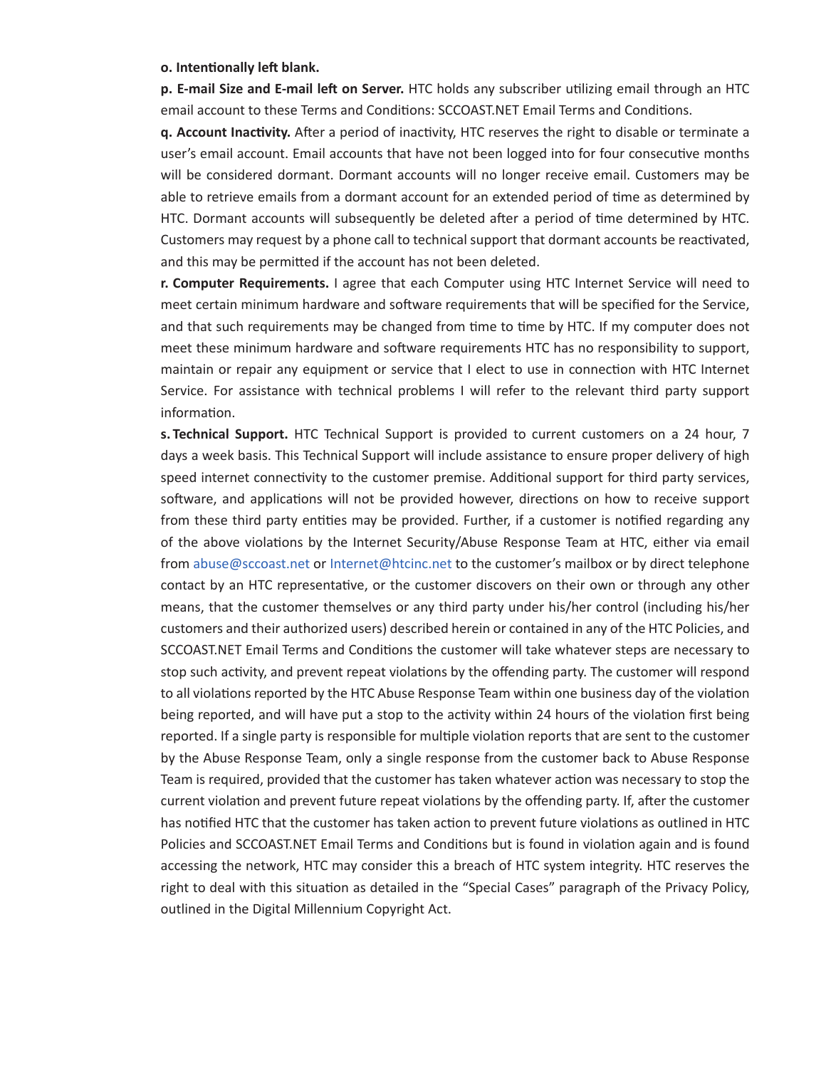**o. Intentionally left blank.**

**p. E-mail Size and E-mail left on Server.** HTC holds any subscriber utilizing email through an HTC email account to these Terms and Conditions: SCCOAST.NET Email Terms and Conditions.

**q. Account Inactivity.** After a period of inactivity, HTC reserves the right to disable or terminate a user's email account. Email accounts that have not been logged into for four consecutive months will be considered dormant. Dormant accounts will no longer receive email. Customers may be able to retrieve emails from a dormant account for an extended period of time as determined by HTC. Dormant accounts will subsequently be deleted after a period of time determined by HTC. Customers may request by a phone call to technical support that dormant accounts be reactivated, and this may be permitted if the account has not been deleted.

**r. Computer Requirements.** I agree that each Computer using HTC Internet Service will need to meet certain minimum hardware and software requirements that will be specified for the Service, and that such requirements may be changed from time to time by HTC. If my computer does not meet these minimum hardware and software requirements HTC has no responsibility to support, maintain or repair any equipment or service that I elect to use in connection with HTC Internet Service. For assistance with technical problems I will refer to the relevant third party support information.

**s. Technical Support.** HTC Technical Support is provided to current customers on a 24 hour, 7 days a week basis. This Technical Support will include assistance to ensure proper delivery of high speed internet connectivity to the customer premise. Additional support for third party services, software, and applications will not be provided however, directions on how to receive support from these third party entities may be provided. Further, if a customer is notified regarding any of the above violations by the Internet Security/Abuse Response Team at HTC, either via email from abuse@sccoast.net or Internet@htcinc.net to the customer's mailbox or by direct telephone contact by an HTC representative, or the customer discovers on their own or through any other means, that the customer themselves or any third party under his/her control (including his/her customers and their authorized users) described herein or contained in any of the HTC Policies, and SCCOAST.NET Email Terms and Conditions the customer will take whatever steps are necessary to stop such activity, and prevent repeat violations by the offending party. The customer will respond to all violations reported by the HTC Abuse Response Team within one business day of the violation being reported, and will have put a stop to the activity within 24 hours of the violation first being reported. If a single party is responsible for multiple violation reports that are sent to the customer by the Abuse Response Team, only a single response from the customer back to Abuse Response Team is required, provided that the customer has taken whatever action was necessary to stop the current violation and prevent future repeat violations by the offending party. If, after the customer has notified HTC that the customer has taken action to prevent future violations as outlined in HTC Policies and SCCOAST.NET Email Terms and Conditions but is found in violation again and is found accessing the network, HTC may consider this a breach of HTC system integrity. HTC reserves the right to deal with this situation as detailed in the "Special Cases" paragraph of the Privacy Policy, outlined in the Digital Millennium Copyright Act.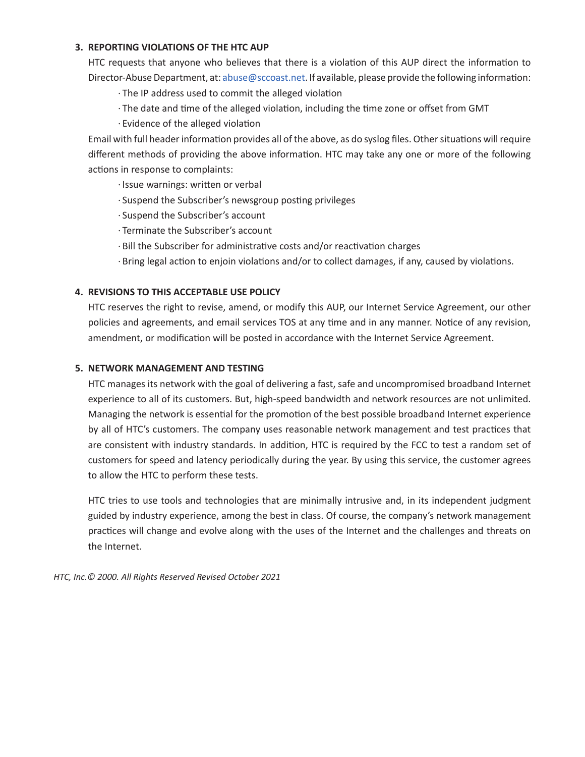### 3. REPORTING VIOLATIONS OF THE HTC AUP

HTC requests that anyone who believes that there is a violation of this AUP direct the information to Director-Abuse Department, at: abuse@sccoast.net. If available, please provide the following information:

- The IP address used to commit the alleged violation
- The date and time of the alleged violation, including the time zone or offset from GMT
- Evidence of the alleged violation

Email with full header information provides all of the above, as do syslog files. Other situations will require different methods of providing the above information. HTC may take any one or more of the following actions in response to complaints:

- Issue warnings: written or verbal
- Suspend the Subscriber's newsgroup posting privileges
- Suspend the Subscriber's account
- Terminate the Subscriber's account
- Bill the Subscriber for administrative costs and/or reactivation charges
- Bring legal action to enjoin violations and/or to collect damages, if any, caused by violations.

### 4. REVISIONS TO THIS ACCEPTABLE USE POLICY

HTC reserves the right to revise, amend, or modify this AUP, our Internet Service Agreement, our other policies and agreements, and email services TOS at any time and in any manner. Notice of any revision, amendment, or modification will be posted in accordance with the Internet Service Agreement.

### 5. NETWORK MANAGEMENT AND TESTING

HTC manages its network with the goal of delivering a fast, safe and uncompromised broadband Internet experience to all of its customers. But, high-speed bandwidth and network resources are not unlimited. Managing the network is essential for the promotion of the best possible broadband Internet experience by all of HTC's customers. The company uses reasonable network management and test practices that are consistent with industry standards. In addition, HTC is required by the FCC to test a random set of customers for speed and latency periodically during the year. By using this service, the customer agrees to allow the HTC to perform these tests.

HTC tries to use tools and technologies that are minimally intrusive and, in its independent judgment guided by industry experience, among the best in class. Of course, the company's network management practices will change and evolve along with the uses of the Internet and the challenges and threats on the Internet.

*HTC, Inc.© 2000. All Rights Reserved Revised October 2021*